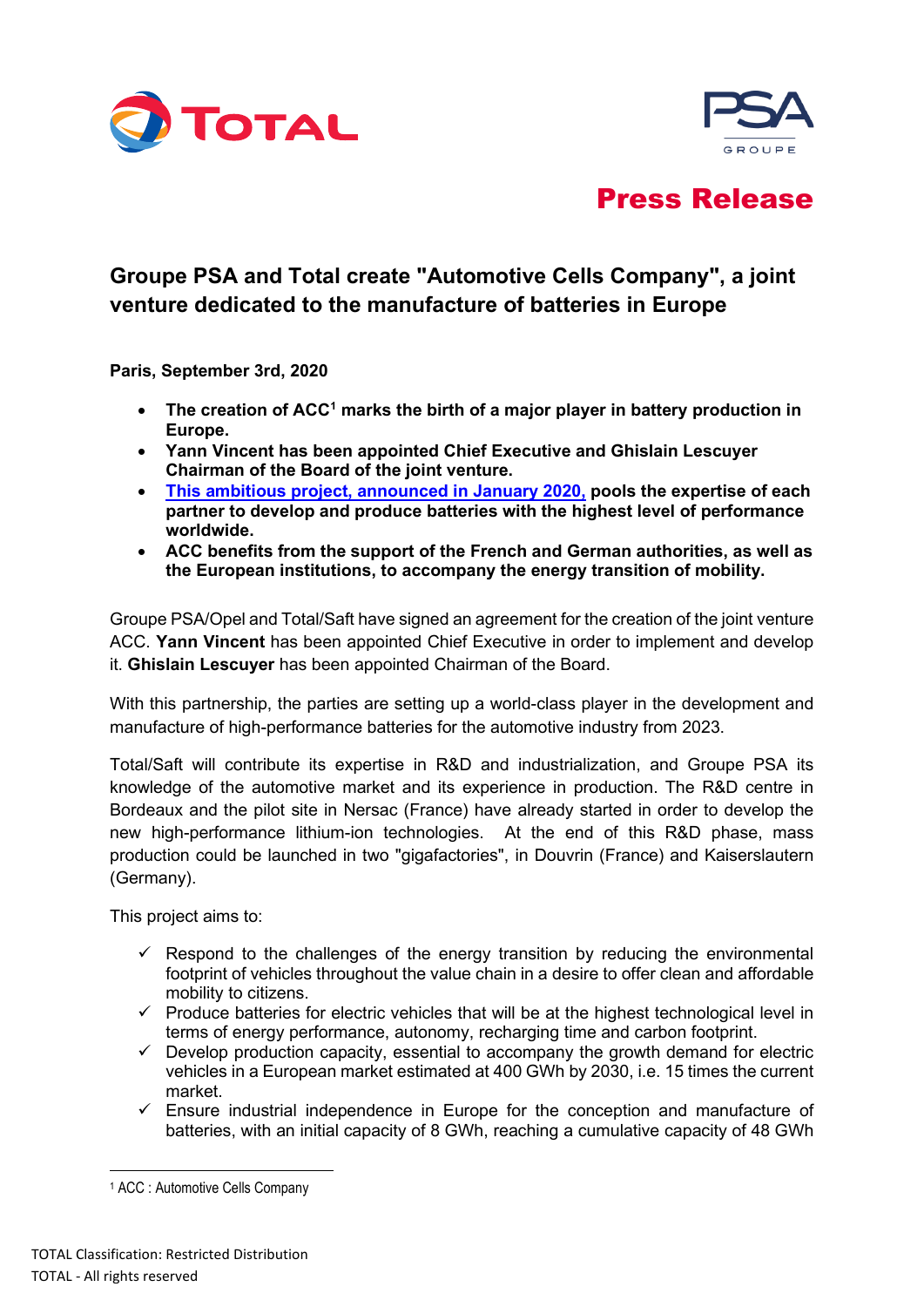**Press Release**

# Groupe PSA and Total create "Automotive Cells Company", a joint venture dedicated to the manufacture of batteries in Europe

**Paris, September 3rd, 2020**

- **The creation of ACC[1] marks the birth of a major player in battery production in Europe.**
- **Yann Vincent has been appointed Chief Executive and Ghislain Lescuyer Chairman of the Board of the joint venture.**
- **This ambitious project, announced in January 2020, pools the expertise of each partner to develop and produce batteries with the highest level of performance worldwide.**
- **ACC benefits from the support of the French and German authorities, as well as the European institutions, to accompany the energy transition of mobility.**

Groupe PSA/Opel and Total/Saft have signed an agreement for the creation of the joint venture ACC. **Yann Vincent** has been appointed Chief Executive in order to implement and develop it. **Ghislain Lescuyer** has been appointed Chairman of the Board.

With this partnership, the parties are setting up a world-class player in the development and manufacture of high-performance batteries for the automotive industry from 2023.

Total/Saft will contribute its expertise in R&D and industrialization, and Groupe PSA its knowledge of the automotive market and its experience in production. The R&D centre in Bordeaux and the pilot site in Nersac (France) have already started in order to develop the new high-performance lithium-ion technologies. At the end of this R&D phase, mass production could be launched in two "gigafactories", in Douvrin (France) and Kaiserslautern (Germany).

This project aims to:

- ✓ Respond to the challenges of the energy transition by reducing the environmental footprint of vehicles throughout the value chain in a desire to offer clean and affordable mobility to citizens.
- ✓ Produce batteries for electric vehicles that will be at the highest technological level in terms of energy performance, autonomy, recharging time and carbon footprint.
- ✓ Develop production capacity, essential to accompany the growth demand for electric vehicles in a European market estimated at 400 GWh by 2030, i.e. 15 times the current market.
- ✓ Ensure industrial independence in Europe for the conception and manufacture of batteries, with an initial capacity of 8 GWh, reaching a cumulative capacity of 48 GWh

[1] ACC : Automotive Cells Company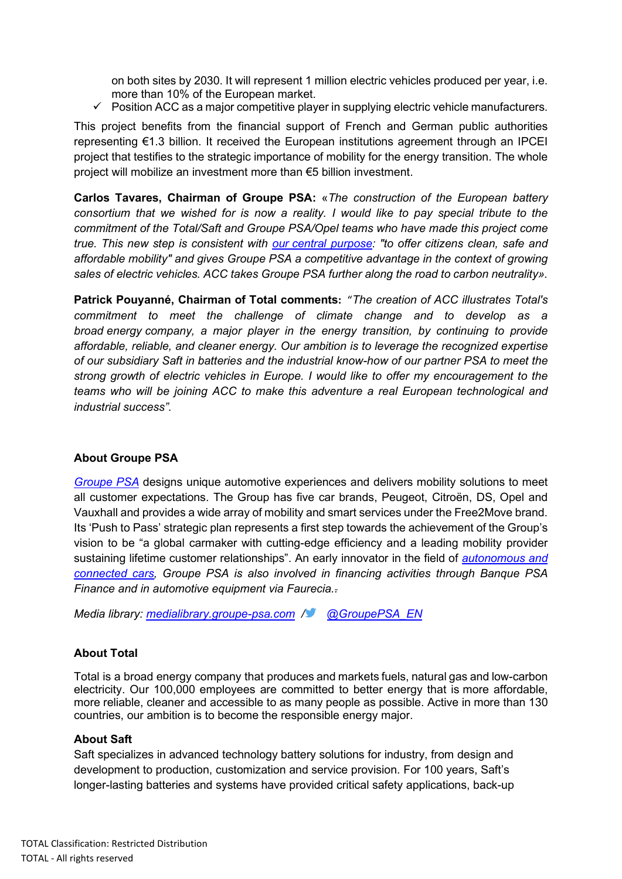on both sites by 2030. It will represent 1 million electric vehicles produced per year, i.e. more than 10% of the European market.

- ✓ Position ACC as a major competitive player in supplying electric vehicle manufacturers.

This project benefits from the financial support of French and German public authorities representing €1.3 billion. It received the European institutions agreement through an IPCEI project that testifies to the strategic importance of mobility for the energy transition. The whole project will mobilize an investment more than €5 billion investment.

**Carlos Tavares, Chairman of Groupe PSA:** «*The construction of the European battery consortium that we wished for is now a reality. I would like to pay special tribute to the commitment of the Total/Saft and Groupe PSA/Opel teams who have made this project come true. This new step is consistent with our central purpose: "to offer citizens clean, safe and affordable mobility" and gives Groupe PSA a competitive advantage in the context of growing sales of electric vehicles. ACC takes Groupe PSA further along the road to carbon neutrality*».

**Patrick Pouyanné, Chairman of Total comments:** *"The creation of ACC illustrates Total's commitment to meet the challenge of climate change and to develop as a broad energy company, a major player in the energy transition, by continuing to provide affordable, reliable, and cleaner energy. Our ambition is to leverage the recognized expertise of our subsidiary Saft in batteries and the industrial know-how of our partner PSA to meet the strong growth of electric vehicles in Europe. I would like to offer my encouragement to the teams who will be joining ACC to make this adventure a real European technological and industrial success".*

### About Groupe PSA

*Groupe PSA* designs unique automotive experiences and delivers mobility solutions to meet all customer expectations. The Group has five car brands, Peugeot, Citroën, DS, Opel and Vauxhall and provides a wide array of mobility and smart services under the Free2Move brand. Its 'Push to Pass' strategic plan represents a first step towards the achievement of the Group's vision to be "a global carmaker with cutting-edge efficiency and a leading mobility provider sustaining lifetime customer relationships". An early innovator in the field of *autonomous and connected cars, Groupe PSA is also involved in financing activities through Banque PSA Finance and in automotive equipment via Faurecia.*

*Media library: medialibrary.groupe-psa.com / @GroupePSA_EN*

### About Total

Total is a broad energy company that produces and markets fuels, natural gas and low-carbon electricity. Our 100,000 employees are committed to better energy that is more affordable, more reliable, cleaner and accessible to as many people as possible. Active in more than 130 countries, our ambition is to become the responsible energy major.

### About Saft

Saft specializes in advanced technology battery solutions for industry, from design and development to production, customization and service provision. For 100 years, Saft's longer-lasting batteries and systems have provided critical safety applications, back-up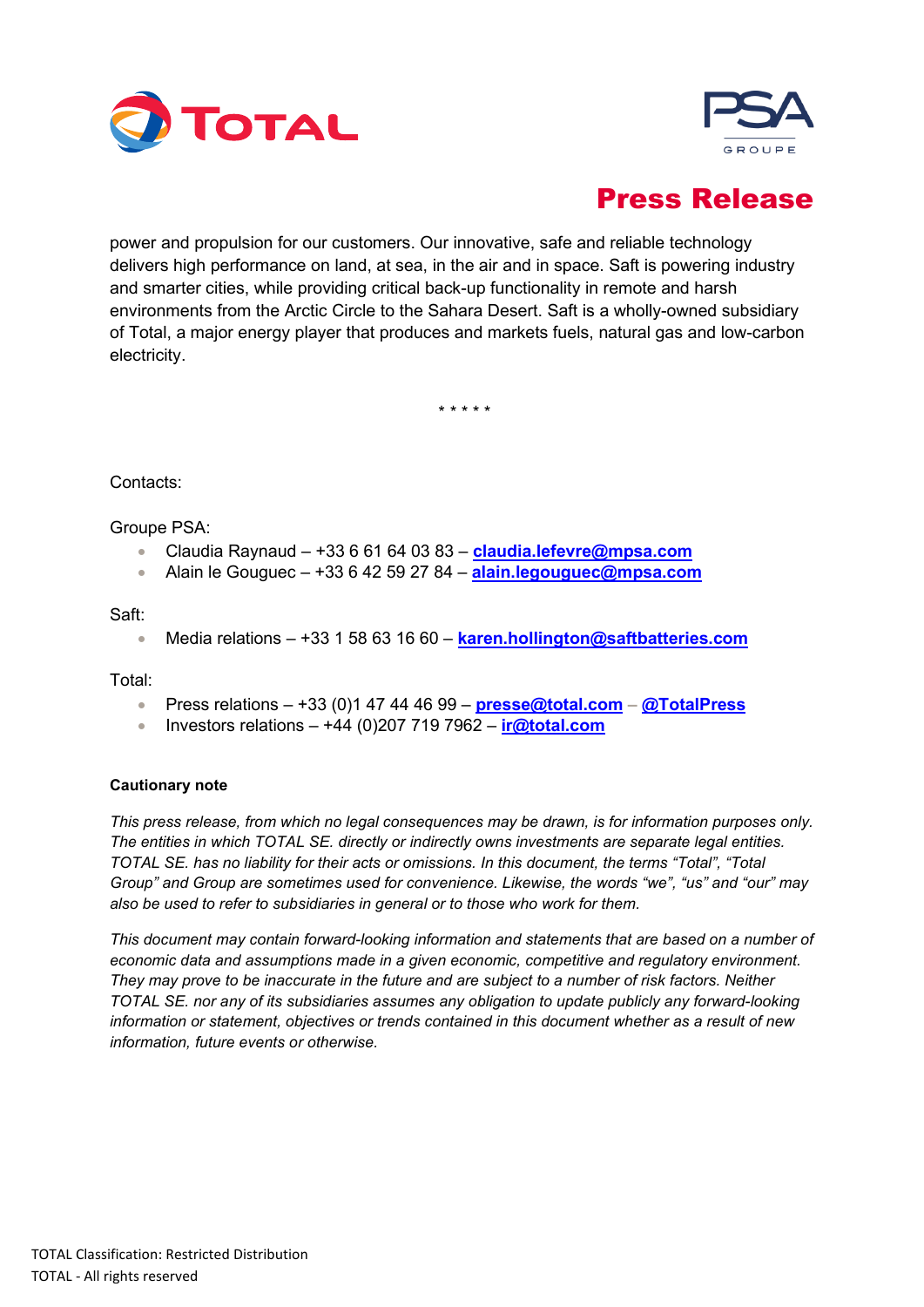# Press Release

power and propulsion for our customers. Our innovative, safe and reliable technology delivers high performance on land, at sea, in the air and in space. Saft is powering industry and smarter cities, while providing critical back-up functionality in remote and harsh environments from the Arctic Circle to the Sahara Desert. Saft is a wholly-owned subsidiary of Total, a major energy player that produces and markets fuels, natural gas and low-carbon electricity.

\* \* \* \* \*

Contacts:

Groupe PSA:

- Claudia Raynaud – +33 6 61 64 03 83 – **claudia.lefevre@mpsa.com**
- Alain le Gouguec – +33 6 42 59 27 84 – **alain.legouguec@mpsa.com**

Saft:

- Media relations – +33 1 58 63 16 60 – **karen.hollington@saftbatteries.com**

Total:

- Press relations – +33 (0)1 47 44 46 99 – **presse@total.com** – **@TotalPress**
- Investors relations – +44 (0)207 719 7962 – **ir@total.com**

**Cautionary note**

*This press release, from which no legal consequences may be drawn, is for information purposes only. The entities in which TOTAL SE. directly or indirectly owns investments are separate legal entities. TOTAL SE. has no liability for their acts or omissions. In this document, the terms "Total", "Total Group" and Group are sometimes used for convenience. Likewise, the words "we", "us" and "our" may also be used to refer to subsidiaries in general or to those who work for them.*

*This document may contain forward-looking information and statements that are based on a number of economic data and assumptions made in a given economic, competitive and regulatory environment. They may prove to be inaccurate in the future and are subject to a number of risk factors. Neither TOTAL SE. nor any of its subsidiaries assumes any obligation to update publicly any forward-looking information or statement, objectives or trends contained in this document whether as a result of new information, future events or otherwise.*

TOTAL Classification: Restricted Distribution
TOTAL - All rights reserved